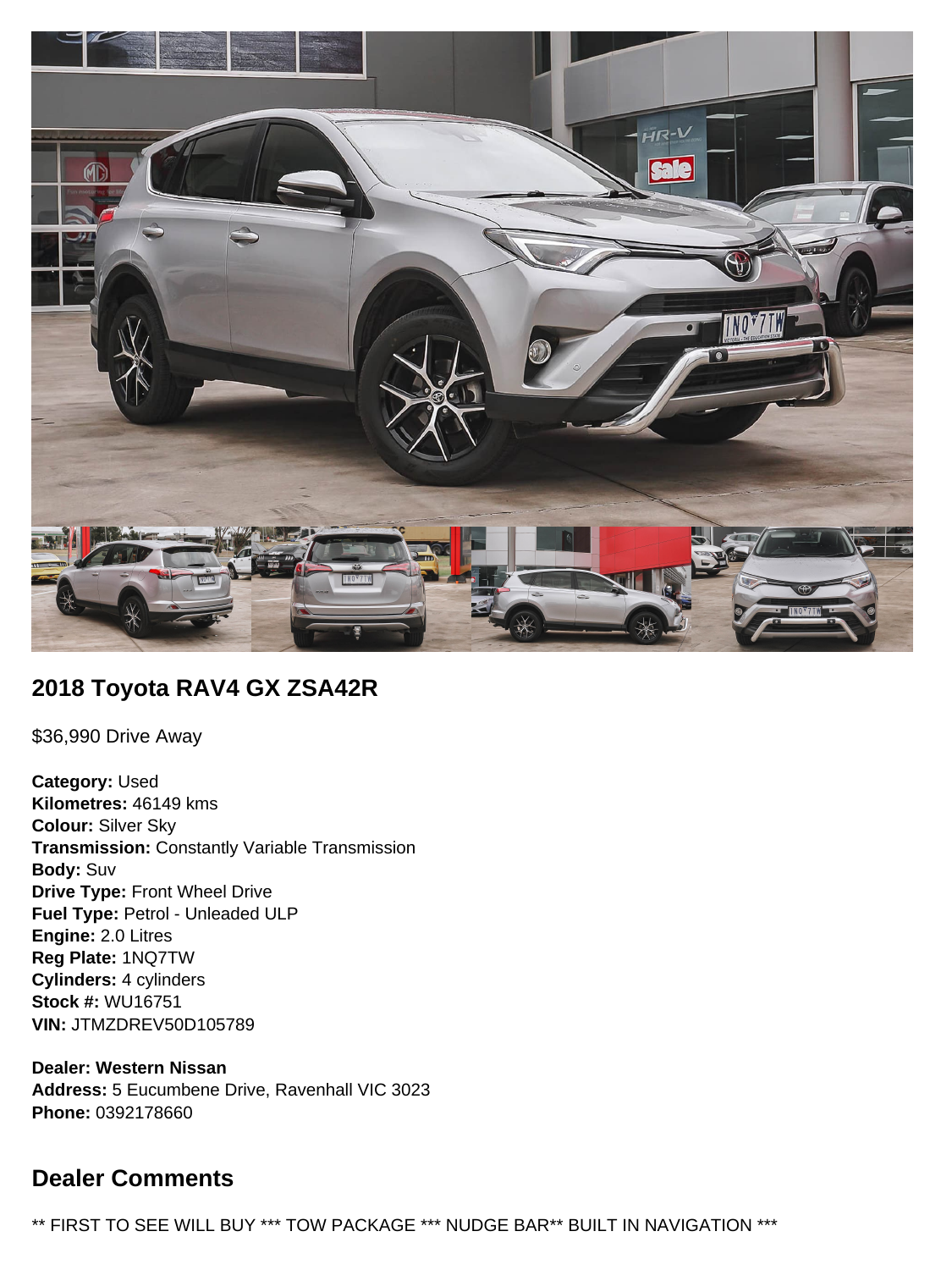## 2018 Toyota RAV4 GX ZSA42R

$36,990 Drive Away

**Category:** Used
**Kilometres:** 46149 kms
**Colour:** Silver Sky
**Transmission:** Constantly Variable Transmission
**Body:** Suv
**Drive Type:** Front Wheel Drive
**Fuel Type:** Petrol - Unleaded ULP
**Engine:** 2.0 Litres
**Reg Plate:** 1NQ7TW
**Cylinders:** 4 cylinders
**Stock #:** WU16751
**VIN:** JTMZDREV50D105789

**Dealer: Western Nissan**
**Address:** 5 Eucumbene Drive, Ravenhall VIC 3023
**Phone:** 0392178660

## Dealer Comments

** FIRST TO SEE WILL BUY *** TOW PACKAGE *** NUDGE BAR** BUILT IN NAVIGATION ***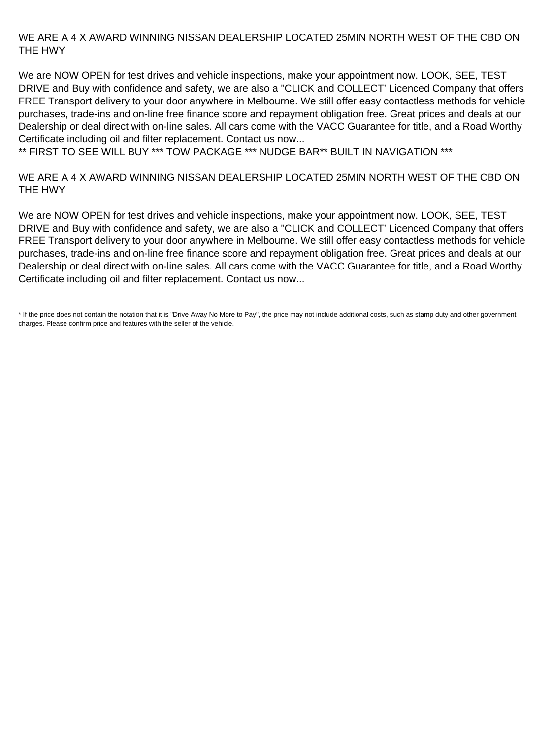WE ARE A 4 X AWARD WINNING NISSAN DEALERSHIP LOCATED 25MIN NORTH WEST OF THE CBD ON THE HWY

We are NOW OPEN for test drives and vehicle inspections, make your appointment now. LOOK, SEE, TEST DRIVE and Buy with confidence and safety, we are also a "CLICK and COLLECT' Licenced Company that offers FREE Transport delivery to your door anywhere in Melbourne. We still offer easy contactless methods for vehicle purchases, trade-ins and on-line free finance score and repayment obligation free. Great prices and deals at our Dealership or deal direct with on-line sales. All cars come with the VACC Guarantee for title, and a Road Worthy Certificate including oil and filter replacement. Contact us now...
** FIRST TO SEE WILL BUY *** TOW PACKAGE *** NUDGE BAR** BUILT IN NAVIGATION ***

WE ARE A 4 X AWARD WINNING NISSAN DEALERSHIP LOCATED 25MIN NORTH WEST OF THE CBD ON THE HWY

We are NOW OPEN for test drives and vehicle inspections, make your appointment now. LOOK, SEE, TEST DRIVE and Buy with confidence and safety, we are also a "CLICK and COLLECT' Licenced Company that offers FREE Transport delivery to your door anywhere in Melbourne. We still offer easy contactless methods for vehicle purchases, trade-ins and on-line free finance score and repayment obligation free. Great prices and deals at our Dealership or deal direct with on-line sales. All cars come with the VACC Guarantee for title, and a Road Worthy Certificate including oil and filter replacement. Contact us now...

* If the price does not contain the notation that it is "Drive Away No More to Pay", the price may not include additional costs, such as stamp duty and other government charges. Please confirm price and features with the seller of the vehicle.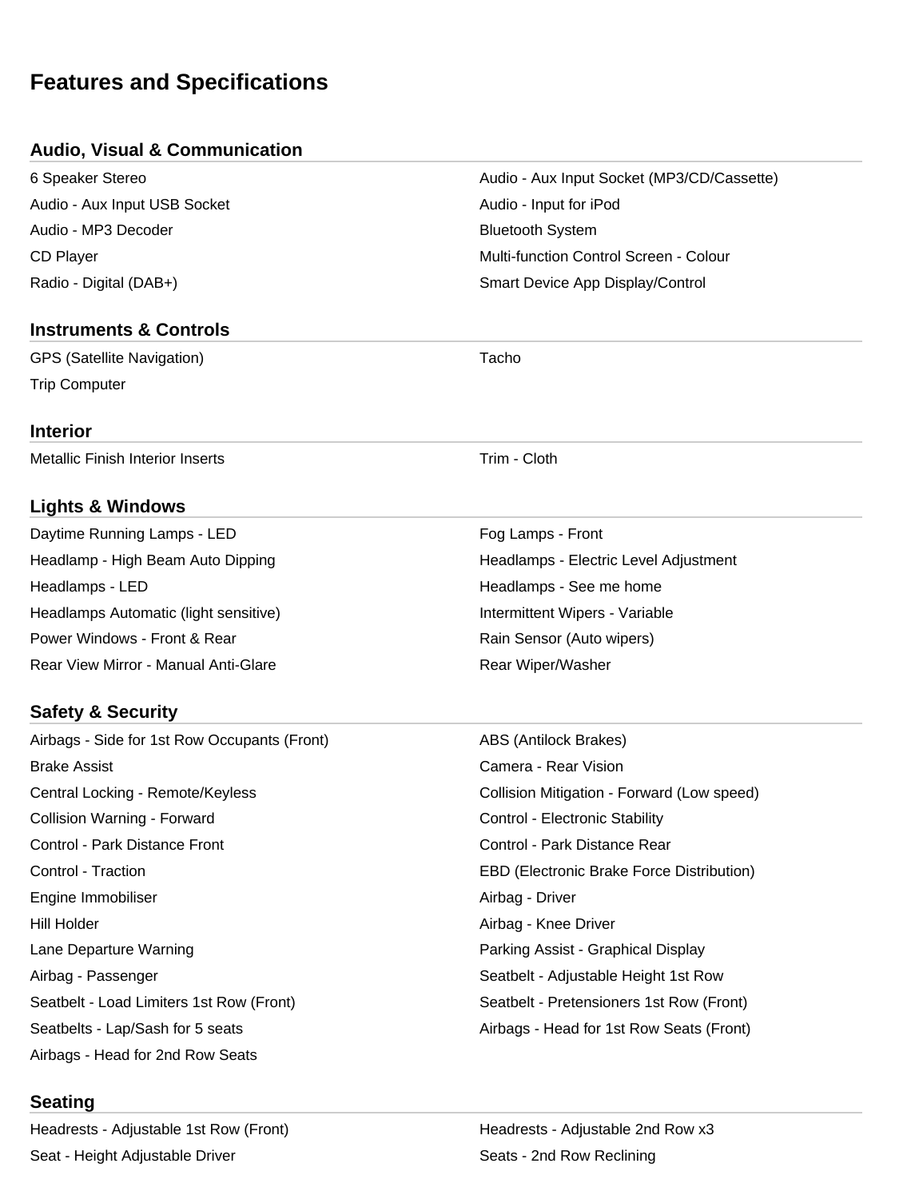# Features and Specifications

## Audio, Visual & Communication

- 6 Speaker Stereo
- Audio - Aux Input Socket (MP3/CD/Cassette)
- Audio - Aux Input USB Socket
- Audio - Input for iPod
- Audio - MP3 Decoder
- Bluetooth System
- CD Player
- Multi-function Control Screen - Colour
- Radio - Digital (DAB+)
- Smart Device App Display/Control

## Instruments & Controls

- GPS (Satellite Navigation)
- Tacho
- Trip Computer

## Interior

- Metallic Finish Interior Inserts
- Trim - Cloth

## Lights & Windows

- Daytime Running Lamps - LED
- Fog Lamps - Front
- Headlamp - High Beam Auto Dipping
- Headlamps - Electric Level Adjustment
- Headlamps - LED
- Headlamps - See me home
- Headlamps Automatic (light sensitive)
- Intermittent Wipers - Variable
- Power Windows - Front & Rear
- Rain Sensor (Auto wipers)
- Rear View Mirror - Manual Anti-Glare
- Rear Wiper/Washer

## Safety & Security

- Airbags - Side for 1st Row Occupants (Front)
- ABS (Antilock Brakes)
- Brake Assist
- Camera - Rear Vision
- Central Locking - Remote/Keyless
- Collision Mitigation - Forward (Low speed)
- Collision Warning - Forward
- Control - Electronic Stability
- Control - Park Distance Front
- Control - Park Distance Rear
- Control - Traction
- EBD (Electronic Brake Force Distribution)
- Engine Immobiliser
- Airbag - Driver
- Hill Holder
- Airbag - Knee Driver
- Lane Departure Warning
- Parking Assist - Graphical Display
- Airbag - Passenger
- Seatbelt - Adjustable Height 1st Row
- Seatbelt - Load Limiters 1st Row (Front)
- Seatbelt - Pretensioners 1st Row (Front)
- Seatbelts - Lap/Sash for 5 seats
- Airbags - Head for 1st Row Seats (Front)
- Airbags - Head for 2nd Row Seats

## Seating

- Headrests - Adjustable 1st Row (Front)
- Headrests - Adjustable 2nd Row x3
- Seat - Height Adjustable Driver
- Seats - 2nd Row Reclining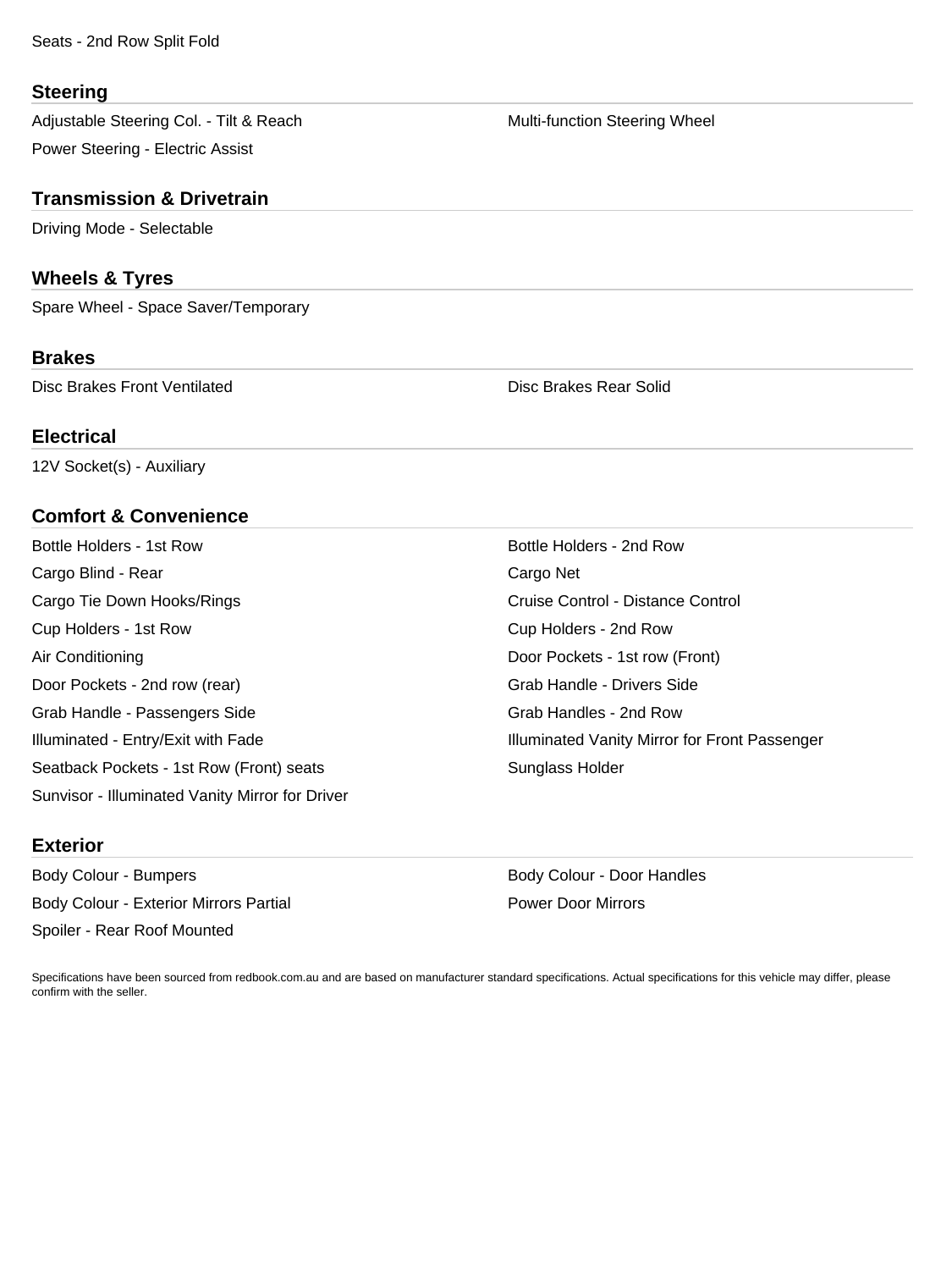Seats - 2nd Row Split Fold

## Steering

- Adjustable Steering Col. - Tilt & Reach
- Multi-function Steering Wheel
- Power Steering - Electric Assist

## Transmission & Drivetrain

- Driving Mode - Selectable

## Wheels & Tyres

- Spare Wheel - Space Saver/Temporary

## Brakes

- Disc Brakes Front Ventilated
- Disc Brakes Rear Solid

## Electrical

- 12V Socket(s) - Auxiliary

## Comfort & Convenience

- Bottle Holders - 1st Row
- Bottle Holders - 2nd Row
- Cargo Blind - Rear
- Cargo Net
- Cargo Tie Down Hooks/Rings
- Cruise Control - Distance Control
- Cup Holders - 1st Row
- Cup Holders - 2nd Row
- Air Conditioning
- Door Pockets - 1st row (Front)
- Door Pockets - 2nd row (rear)
- Grab Handle - Drivers Side
- Grab Handle - Passengers Side
- Grab Handles - 2nd Row
- Illuminated - Entry/Exit with Fade
- Illuminated Vanity Mirror for Front Passenger
- Seatback Pockets - 1st Row (Front) seats
- Sunglass Holder
- Sunvisor - Illuminated Vanity Mirror for Driver

## Exterior

- Body Colour - Bumpers
- Body Colour - Door Handles
- Body Colour - Exterior Mirrors Partial
- Power Door Mirrors
- Spoiler - Rear Roof Mounted

Specifications have been sourced from redbook.com.au and are based on manufacturer standard specifications. Actual specifications for this vehicle may differ, please confirm with the seller.